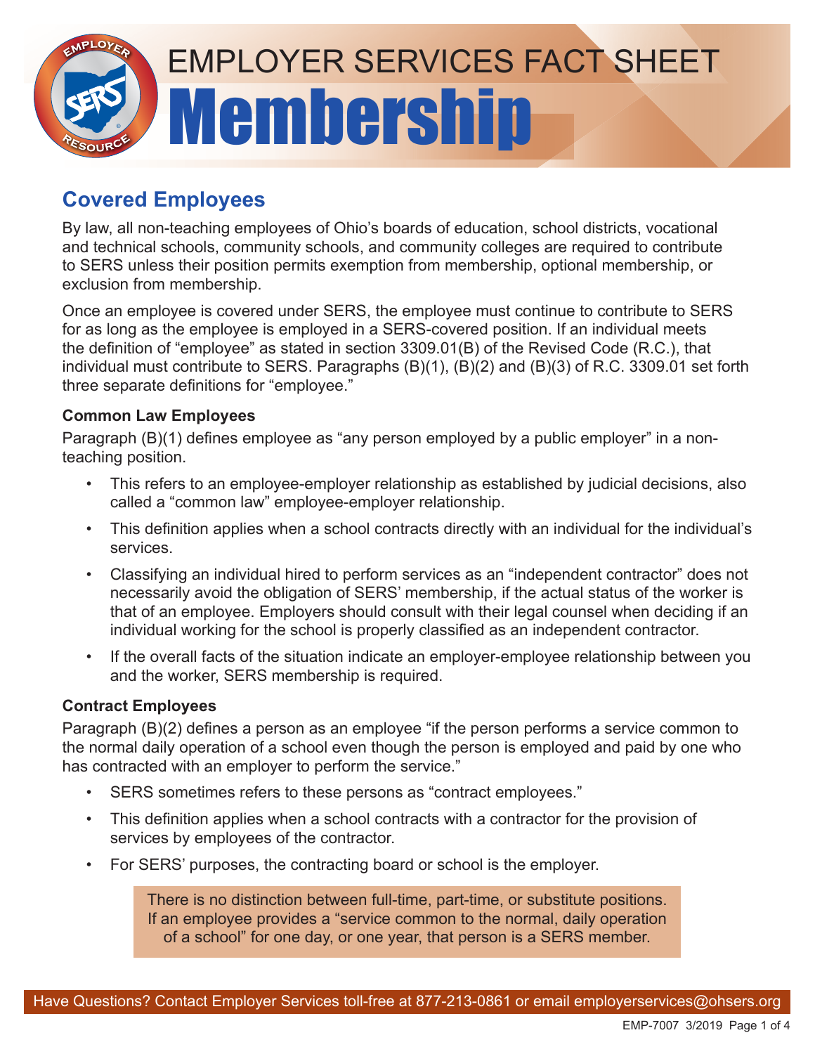# EMPLOYER SERVICES FACT SHEET

# Membership

## Covered Employees

By law, all non-teaching employees of Ohio's boards of education, school districts, vocational and technical schools, community schools, and community colleges are required to contribute to SERS unless their position permits exemption from membership, optional membership, or exclusion from membership.

Once an employee is covered under SERS, the employee must continue to contribute to SERS for as long as the employee is employed in a SERS-covered position. If an individual meets the definition of "employee" as stated in section 3309.01(B) of the Revised Code (R.C.), that individual must contribute to SERS. Paragraphs (B)(1), (B)(2) and (B)(3) of R.C. 3309.01 set forth three separate definitions for "employee."

### Common Law Employees

Paragraph (B)(1) defines employee as "any person employed by a public employer" in a non-teaching position.

- This refers to an employee-employer relationship as established by judicial decisions, also called a "common law" employee-employer relationship.
- This definition applies when a school contracts directly with an individual for the individual's services.
- Classifying an individual hired to perform services as an "independent contractor" does not necessarily avoid the obligation of SERS' membership, if the actual status of the worker is that of an employee. Employers should consult with their legal counsel when deciding if an individual working for the school is properly classified as an independent contractor.
- If the overall facts of the situation indicate an employer-employee relationship between you and the worker, SERS membership is required.

### Contract Employees

Paragraph (B)(2) defines a person as an employee "if the person performs a service common to the normal daily operation of a school even though the person is employed and paid by one who has contracted with an employer to perform the service."

- SERS sometimes refers to these persons as "contract employees."
- This definition applies when a school contracts with a contractor for the provision of services by employees of the contractor.
- For SERS' purposes, the contracting board or school is the employer.

> There is no distinction between full-time, part-time, or substitute positions. If an employee provides a "service common to the normal, daily operation of a school" for one day, or one year, that person is a SERS member.

Have Questions? Contact Employer Services toll-free at 877-213-0861 or email employerservices@ohsers.org

EMP-7007 3/2019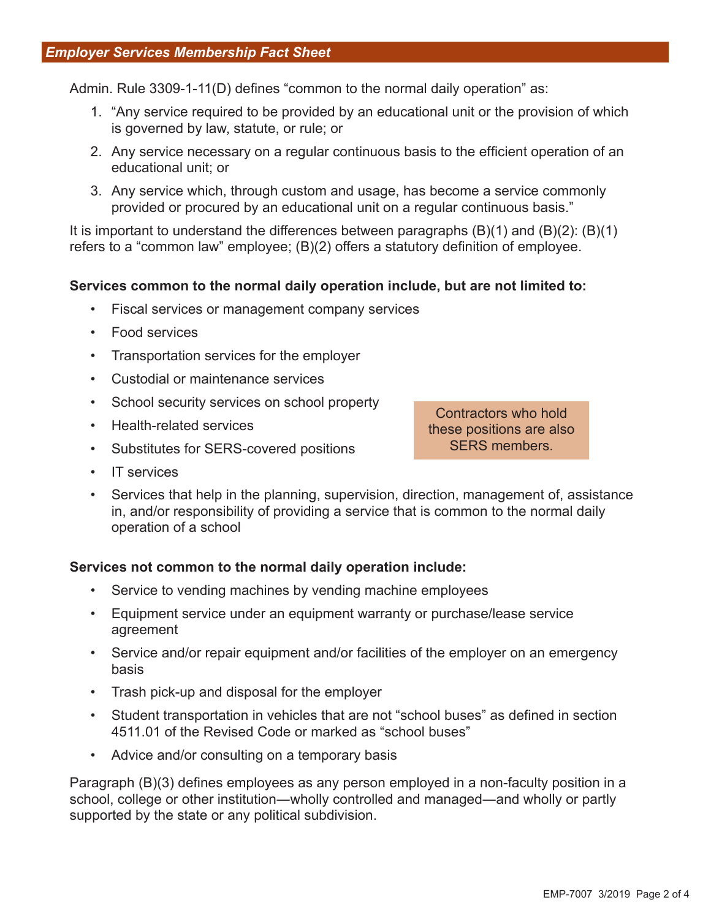*Employer Services Membership Fact Sheet*

Admin. Rule 3309-1-11(D) defines "common to the normal daily operation" as:

1. "Any service required to be provided by an educational unit or the provision of which is governed by law, statute, or rule; or
2. Any service necessary on a regular continuous basis to the efficient operation of an educational unit; or
3. Any service which, through custom and usage, has become a service commonly provided or procured by an educational unit on a regular continuous basis."

It is important to understand the differences between paragraphs (B)(1) and (B)(2): (B)(1) refers to a "common law" employee; (B)(2) offers a statutory definition of employee.

**Services common to the normal daily operation include, but are not limited to:**

- Fiscal services or management company services
- Food services
- Transportation services for the employer
- Custodial or maintenance services
- School security services on school property
- Health-related services
- Substitutes for SERS-covered positions
- IT services
- Services that help in the planning, supervision, direction, management of, assistance in, and/or responsibility of providing a service that is common to the normal daily operation of a school

Contractors who hold these positions are also SERS members.

**Services not common to the normal daily operation include:**

- Service to vending machines by vending machine employees
- Equipment service under an equipment warranty or purchase/lease service agreement
- Service and/or repair equipment and/or facilities of the employer on an emergency basis
- Trash pick-up and disposal for the employer
- Student transportation in vehicles that are not "school buses" as defined in section 4511.01 of the Revised Code or marked as "school buses"
- Advice and/or consulting on a temporary basis

Paragraph (B)(3) defines employees as any person employed in a non-faculty position in a school, college or other institution—wholly controlled and managed—and wholly or partly supported by the state or any political subdivision.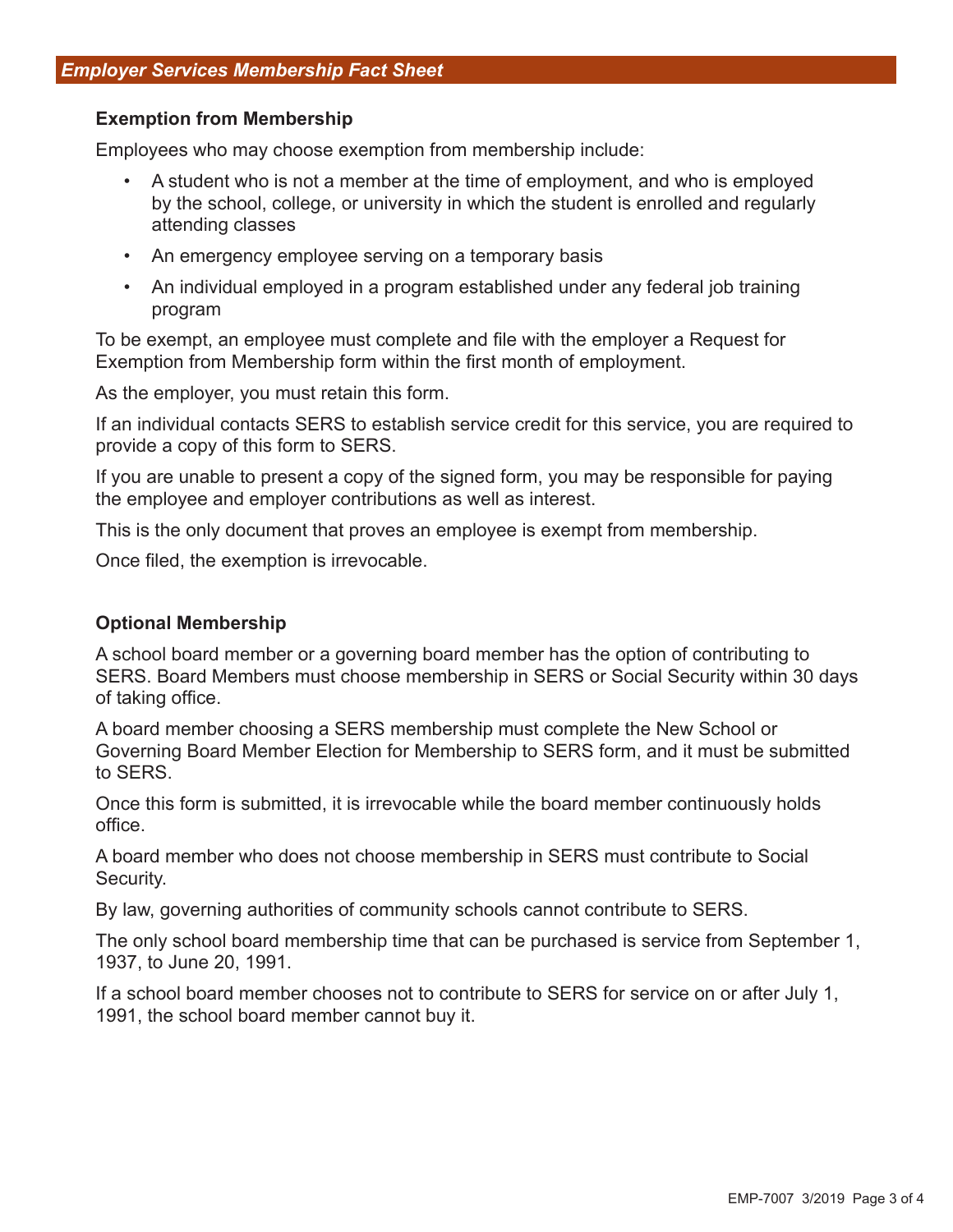## Exemption from Membership

Employees who may choose exemption from membership include:

- A student who is not a member at the time of employment, and who is employed by the school, college, or university in which the student is enrolled and regularly attending classes
- An emergency employee serving on a temporary basis
- An individual employed in a program established under any federal job training program

To be exempt, an employee must complete and file with the employer a Request for Exemption from Membership form within the first month of employment.

As the employer, you must retain this form.

If an individual contacts SERS to establish service credit for this service, you are required to provide a copy of this form to SERS.

If you are unable to present a copy of the signed form, you may be responsible for paying the employee and employer contributions as well as interest.

This is the only document that proves an employee is exempt from membership.

Once filed, the exemption is irrevocable.

## Optional Membership

A school board member or a governing board member has the option of contributing to SERS. Board Members must choose membership in SERS or Social Security within 30 days of taking office.

A board member choosing a SERS membership must complete the New School or Governing Board Member Election for Membership to SERS form, and it must be submitted to SERS.

Once this form is submitted, it is irrevocable while the board member continuously holds office.

A board member who does not choose membership in SERS must contribute to Social Security.

By law, governing authorities of community schools cannot contribute to SERS.

The only school board membership time that can be purchased is service from September 1, 1937, to June 20, 1991.

If a school board member chooses not to contribute to SERS for service on or after July 1, 1991, the school board member cannot buy it.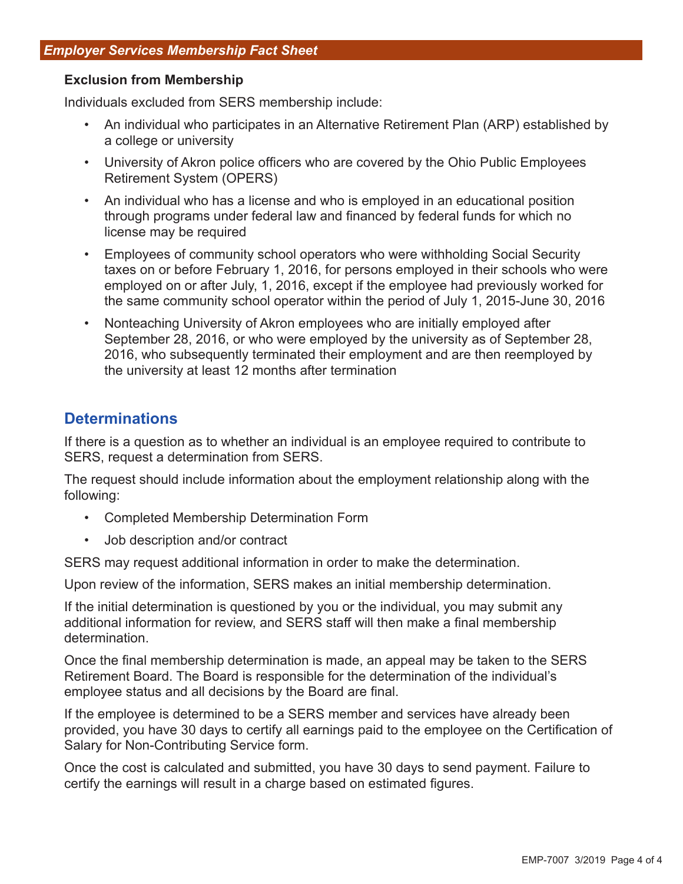**Exclusion from Membership**

Individuals excluded from SERS membership include:

- An individual who participates in an Alternative Retirement Plan (ARP) established by a college or university
- University of Akron police officers who are covered by the Ohio Public Employees Retirement System (OPERS)
- An individual who has a license and who is employed in an educational position through programs under federal law and financed by federal funds for which no license may be required
- Employees of community school operators who were withholding Social Security taxes on or before February 1, 2016, for persons employed in their schools who were employed on or after July, 1, 2016, except if the employee had previously worked for the same community school operator within the period of July 1, 2015-June 30, 2016
- Nonteaching University of Akron employees who are initially employed after September 28, 2016, or who were employed by the university as of September 28, 2016, who subsequently terminated their employment and are then reemployed by the university at least 12 months after termination

## Determinations

If there is a question as to whether an individual is an employee required to contribute to SERS, request a determination from SERS.

The request should include information about the employment relationship along with the following:

- Completed Membership Determination Form
- Job description and/or contract

SERS may request additional information in order to make the determination.

Upon review of the information, SERS makes an initial membership determination.

If the initial determination is questioned by you or the individual, you may submit any additional information for review, and SERS staff will then make a final membership determination.

Once the final membership determination is made, an appeal may be taken to the SERS Retirement Board. The Board is responsible for the determination of the individual's employee status and all decisions by the Board are final.

If the employee is determined to be a SERS member and services have already been provided, you have 30 days to certify all earnings paid to the employee on the Certification of Salary for Non-Contributing Service form.

Once the cost is calculated and submitted, you have 30 days to send payment. Failure to certify the earnings will result in a charge based on estimated figures.